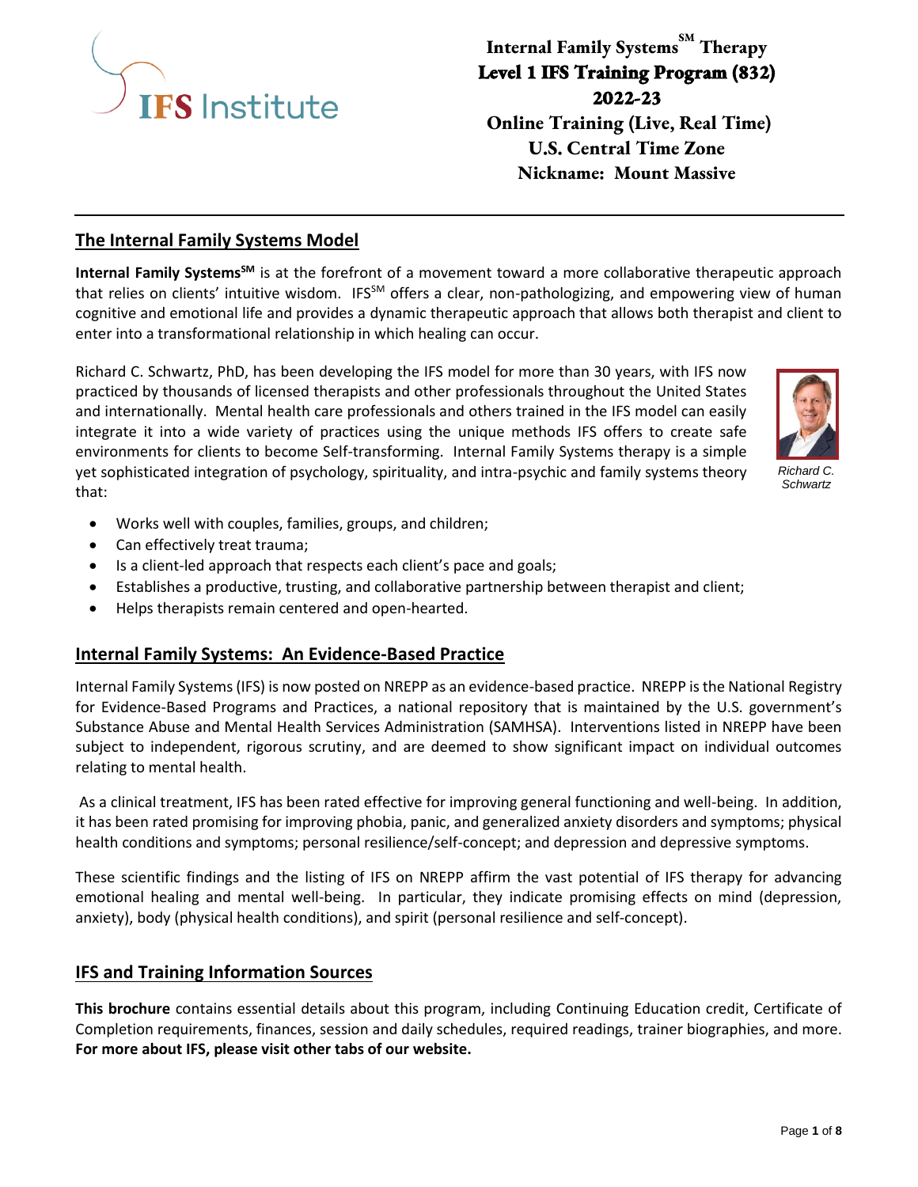IFS Institute

# Internal Family Systems[SM] Therapy
# Level 1 IFS Training Program (832)
# 2022-23
# Online Training (Live, Real Time)
# U.S. Central Time Zone
# Nickname: Mount Massive

---

## The Internal Family Systems Model

**Internal Family Systems[SM]** is at the forefront of a movement toward a more collaborative therapeutic approach that relies on clients' intuitive wisdom. IFS[SM] offers a clear, non-pathologizing, and empowering view of human cognitive and emotional life and provides a dynamic therapeutic approach that allows both therapist and client to enter into a transformational relationship in which healing can occur.

Richard C. Schwartz, PhD, has been developing the IFS model for more than 30 years, with IFS now practiced by thousands of licensed therapists and other professionals throughout the United States and internationally. Mental health care professionals and others trained in the IFS model can easily integrate it into a wide variety of practices using the unique methods IFS offers to create safe environments for clients to become Self-transforming. Internal Family Systems therapy is a simple yet sophisticated integration of psychology, spirituality, and intra-psychic and family systems theory that:

*Richard C. Schwartz*

- Works well with couples, families, groups, and children;
- Can effectively treat trauma;
- Is a client-led approach that respects each client's pace and goals;
- Establishes a productive, trusting, and collaborative partnership between therapist and client;
- Helps therapists remain centered and open-hearted.

## Internal Family Systems: An Evidence-Based Practice

Internal Family Systems (IFS) is now posted on NREPP as an evidence-based practice. NREPP is the National Registry for Evidence-Based Programs and Practices, a national repository that is maintained by the U.S. government's Substance Abuse and Mental Health Services Administration (SAMHSA). Interventions listed in NREPP have been subject to independent, rigorous scrutiny, and are deemed to show significant impact on individual outcomes relating to mental health.

As a clinical treatment, IFS has been rated effective for improving general functioning and well-being. In addition, it has been rated promising for improving phobia, panic, and generalized anxiety disorders and symptoms; physical health conditions and symptoms; personal resilience/self-concept; and depression and depressive symptoms.

These scientific findings and the listing of IFS on NREPP affirm the vast potential of IFS therapy for advancing emotional healing and mental well-being. In particular, they indicate promising effects on mind (depression, anxiety), body (physical health conditions), and spirit (personal resilience and self-concept).

## IFS and Training Information Sources

**This brochure** contains essential details about this program, including Continuing Education credit, Certificate of Completion requirements, finances, session and daily schedules, required readings, trainer biographies, and more. **For more about IFS, please visit other tabs of our website.**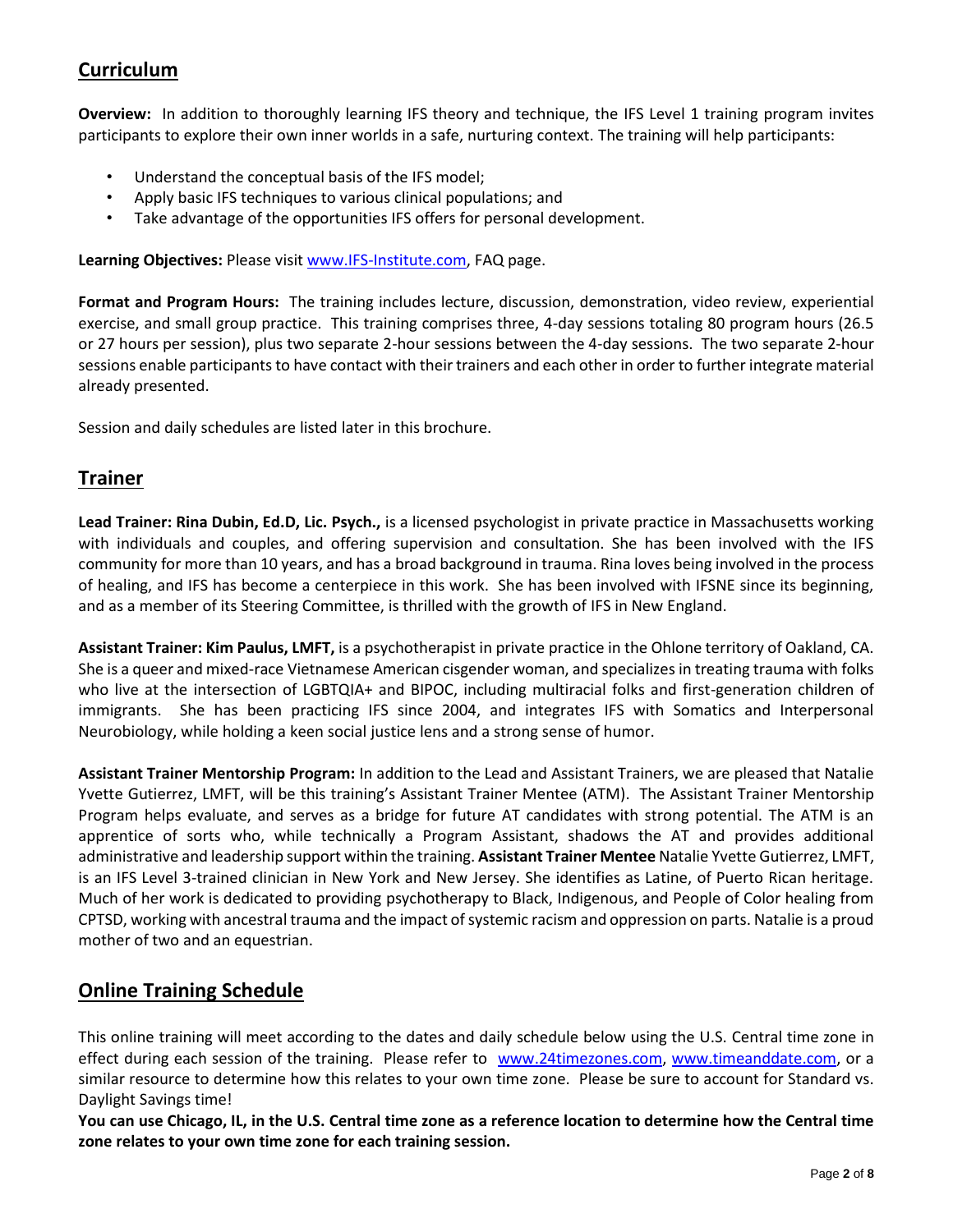## Curriculum

**Overview:** In addition to thoroughly learning IFS theory and technique, the IFS Level 1 training program invites participants to explore their own inner worlds in a safe, nurturing context. The training will help participants:

- Understand the conceptual basis of the IFS model;
- Apply basic IFS techniques to various clinical populations; and
- Take advantage of the opportunities IFS offers for personal development.

**Learning Objectives:** Please visit www.IFS-Institute.com, FAQ page.

**Format and Program Hours:** The training includes lecture, discussion, demonstration, video review, experiential exercise, and small group practice. This training comprises three, 4-day sessions totaling 80 program hours (26.5 or 27 hours per session), plus two separate 2-hour sessions between the 4-day sessions. The two separate 2-hour sessions enable participants to have contact with their trainers and each other in order to further integrate material already presented.

Session and daily schedules are listed later in this brochure.

## Trainer

**Lead Trainer: Rina Dubin, Ed.D, Lic. Psych.,** is a licensed psychologist in private practice in Massachusetts working with individuals and couples, and offering supervision and consultation. She has been involved with the IFS community for more than 10 years, and has a broad background in trauma. Rina loves being involved in the process of healing, and IFS has become a centerpiece in this work. She has been involved with IFSNE since its beginning, and as a member of its Steering Committee, is thrilled with the growth of IFS in New England.

**Assistant Trainer: Kim Paulus, LMFT,** is a psychotherapist in private practice in the Ohlone territory of Oakland, CA. She is a queer and mixed-race Vietnamese American cisgender woman, and specializes in treating trauma with folks who live at the intersection of LGBTQIA+ and BIPOC, including multiracial folks and first-generation children of immigrants. She has been practicing IFS since 2004, and integrates IFS with Somatics and Interpersonal Neurobiology, while holding a keen social justice lens and a strong sense of humor.

**Assistant Trainer Mentorship Program:** In addition to the Lead and Assistant Trainers, we are pleased that Natalie Yvette Gutierrez, LMFT, will be this training's Assistant Trainer Mentee (ATM). The Assistant Trainer Mentorship Program helps evaluate, and serves as a bridge for future AT candidates with strong potential. The ATM is an apprentice of sorts who, while technically a Program Assistant, shadows the AT and provides additional administrative and leadership support within the training. **Assistant Trainer Mentee** Natalie Yvette Gutierrez, LMFT, is an IFS Level 3-trained clinician in New York and New Jersey. She identifies as Latine, of Puerto Rican heritage. Much of her work is dedicated to providing psychotherapy to Black, Indigenous, and People of Color healing from CPTSD, working with ancestral trauma and the impact of systemic racism and oppression on parts. Natalie is a proud mother of two and an equestrian.

## Online Training Schedule

This online training will meet according to the dates and daily schedule below using the U.S. Central time zone in effect during each session of the training. Please refer to www.24timezones.com, www.timeanddate.com, or a similar resource to determine how this relates to your own time zone. Please be sure to account for Standard vs. Daylight Savings time!

**You can use Chicago, IL, in the U.S. Central time zone as a reference location to determine how the Central time zone relates to your own time zone for each training session.**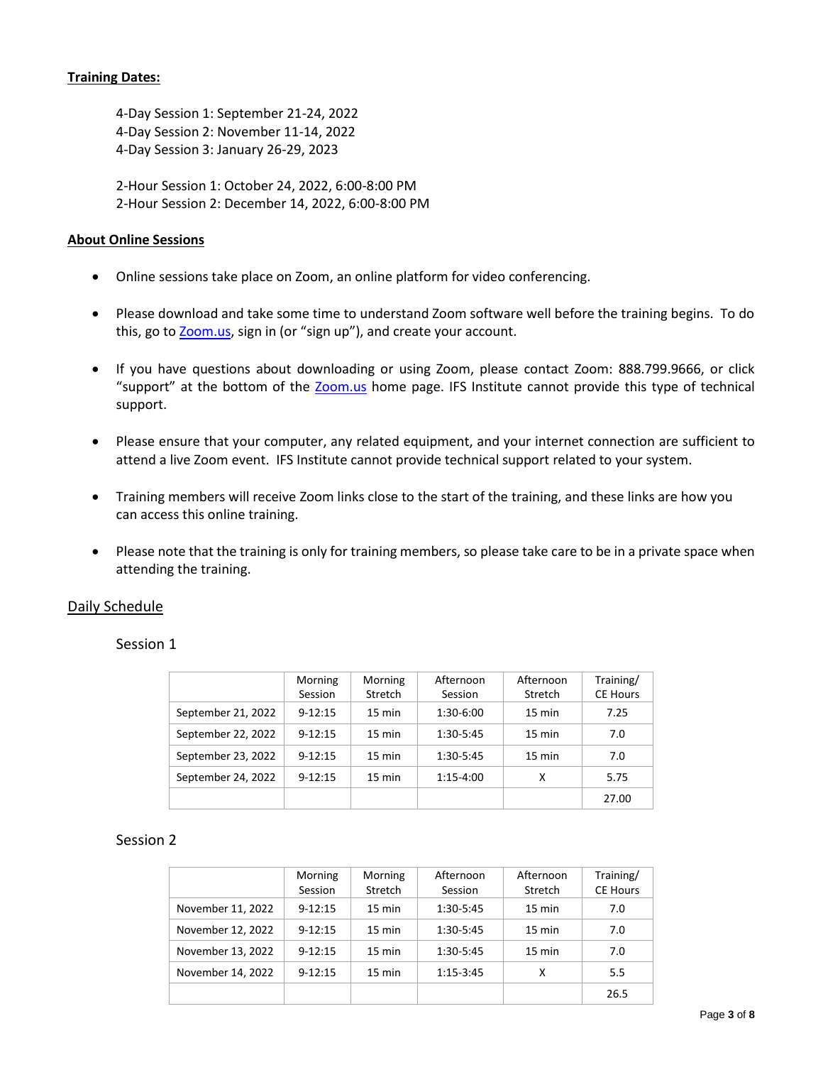**Training Dates:**

4-Day Session 1: September 21-24, 2022
4-Day Session 2: November 11-14, 2022
4-Day Session 3: January 26-29, 2023

2-Hour Session 1: October 24, 2022, 6:00-8:00 PM
2-Hour Session 2: December 14, 2022, 6:00-8:00 PM

**About Online Sessions**

- Online sessions take place on Zoom, an online platform for video conferencing.
- Please download and take some time to understand Zoom software well before the training begins. To do this, go to [Zoom.us](Zoom.us), sign in (or "sign up"), and create your account.
- If you have questions about downloading or using Zoom, please contact Zoom: 888.799.9666, or click "support" at the bottom of the [Zoom.us](Zoom.us) home page. IFS Institute cannot provide this type of technical support.
- Please ensure that your computer, any related equipment, and your internet connection are sufficient to attend a live Zoom event. IFS Institute cannot provide technical support related to your system.
- Training members will receive Zoom links close to the start of the training, and these links are how you can access this online training.
- Please note that the training is only for training members, so please take care to be in a private space when attending the training.

Daily Schedule

Session 1

| | Morning Session | Morning Stretch | Afternoon Session | Afternoon Stretch | Training/ CE Hours |
|---|---|---|---|---|---|
| September 21, 2022 | 9-12:15 | 15 min | 1:30-6:00 | 15 min | 7.25 |
| September 22, 2022 | 9-12:15 | 15 min | 1:30-5:45 | 15 min | 7.0 |
| September 23, 2022 | 9-12:15 | 15 min | 1:30-5:45 | 15 min | 7.0 |
| September 24, 2022 | 9-12:15 | 15 min | 1:15-4:00 | X | 5.75 |
| | | | | | 27.00 |

Session 2

| | Morning Session | Morning Stretch | Afternoon Session | Afternoon Stretch | Training/ CE Hours |
|---|---|---|---|---|---|
| November 11, 2022 | 9-12:15 | 15 min | 1:30-5:45 | 15 min | 7.0 |
| November 12, 2022 | 9-12:15 | 15 min | 1:30-5:45 | 15 min | 7.0 |
| November 13, 2022 | 9-12:15 | 15 min | 1:30-5:45 | 15 min | 7.0 |
| November 14, 2022 | 9-12:15 | 15 min | 1:15-3:45 | X | 5.5 |
| | | | | | 26.5 |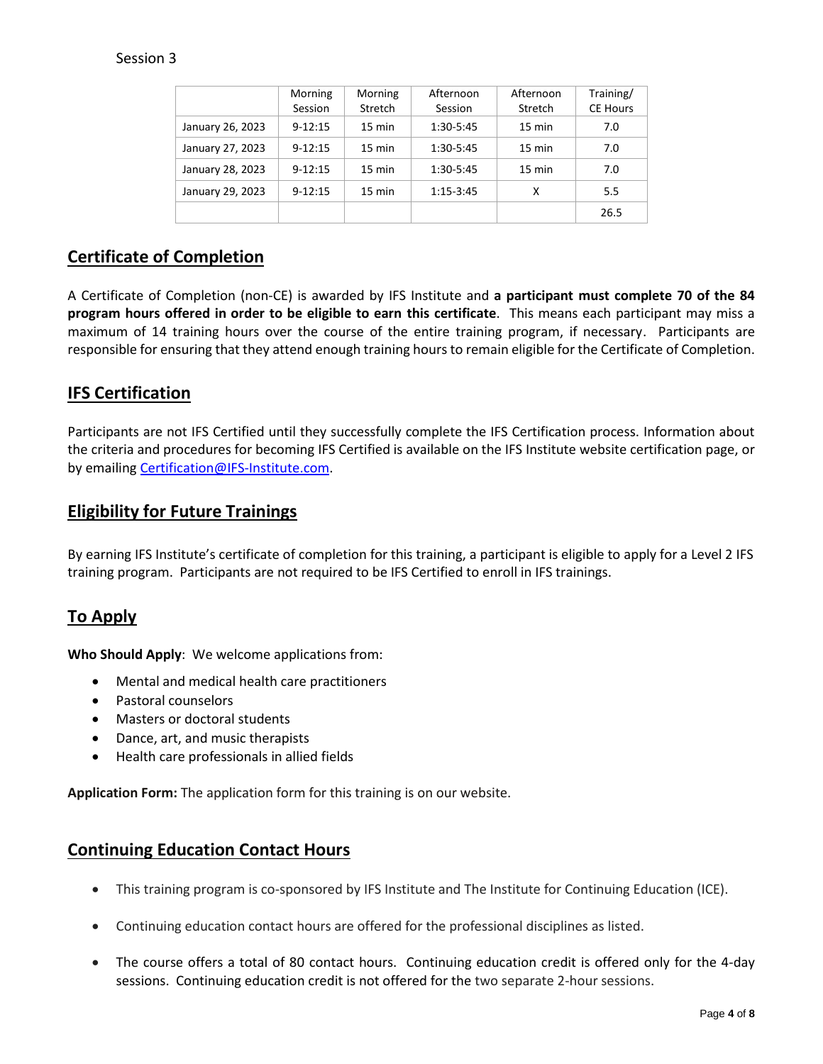Session 3

| | Morning Session | Morning Stretch | Afternoon Session | Afternoon Stretch | Training/ CE Hours |
|---|---|---|---|---|---|
| January 26, 2023 | 9-12:15 | 15 min | 1:30-5:45 | 15 min | 7.0 |
| January 27, 2023 | 9-12:15 | 15 min | 1:30-5:45 | 15 min | 7.0 |
| January 28, 2023 | 9-12:15 | 15 min | 1:30-5:45 | 15 min | 7.0 |
| January 29, 2023 | 9-12:15 | 15 min | 1:15-3:45 | X | 5.5 |
| | | | | | 26.5 |

## Certificate of Completion

A Certificate of Completion (non-CE) is awarded by IFS Institute and **a participant must complete 70 of the 84 program hours offered in order to be eligible to earn this certificate**. This means each participant may miss a maximum of 14 training hours over the course of the entire training program, if necessary. Participants are responsible for ensuring that they attend enough training hours to remain eligible for the Certificate of Completion.

## IFS Certification

Participants are not IFS Certified until they successfully complete the IFS Certification process. Information about the criteria and procedures for becoming IFS Certified is available on the IFS Institute website certification page, or by emailing Certification@IFS-Institute.com.

## Eligibility for Future Trainings

By earning IFS Institute's certificate of completion for this training, a participant is eligible to apply for a Level 2 IFS training program. Participants are not required to be IFS Certified to enroll in IFS trainings.

## To Apply

**Who Should Apply**: We welcome applications from:

- Mental and medical health care practitioners
- Pastoral counselors
- Masters or doctoral students
- Dance, art, and music therapists
- Health care professionals in allied fields

**Application Form:** The application form for this training is on our website.

## Continuing Education Contact Hours

- This training program is co-sponsored by IFS Institute and The Institute for Continuing Education (ICE).
- Continuing education contact hours are offered for the professional disciplines as listed.
- The course offers a total of 80 contact hours. Continuing education credit is offered only for the 4-day sessions. Continuing education credit is not offered for the two separate 2-hour sessions.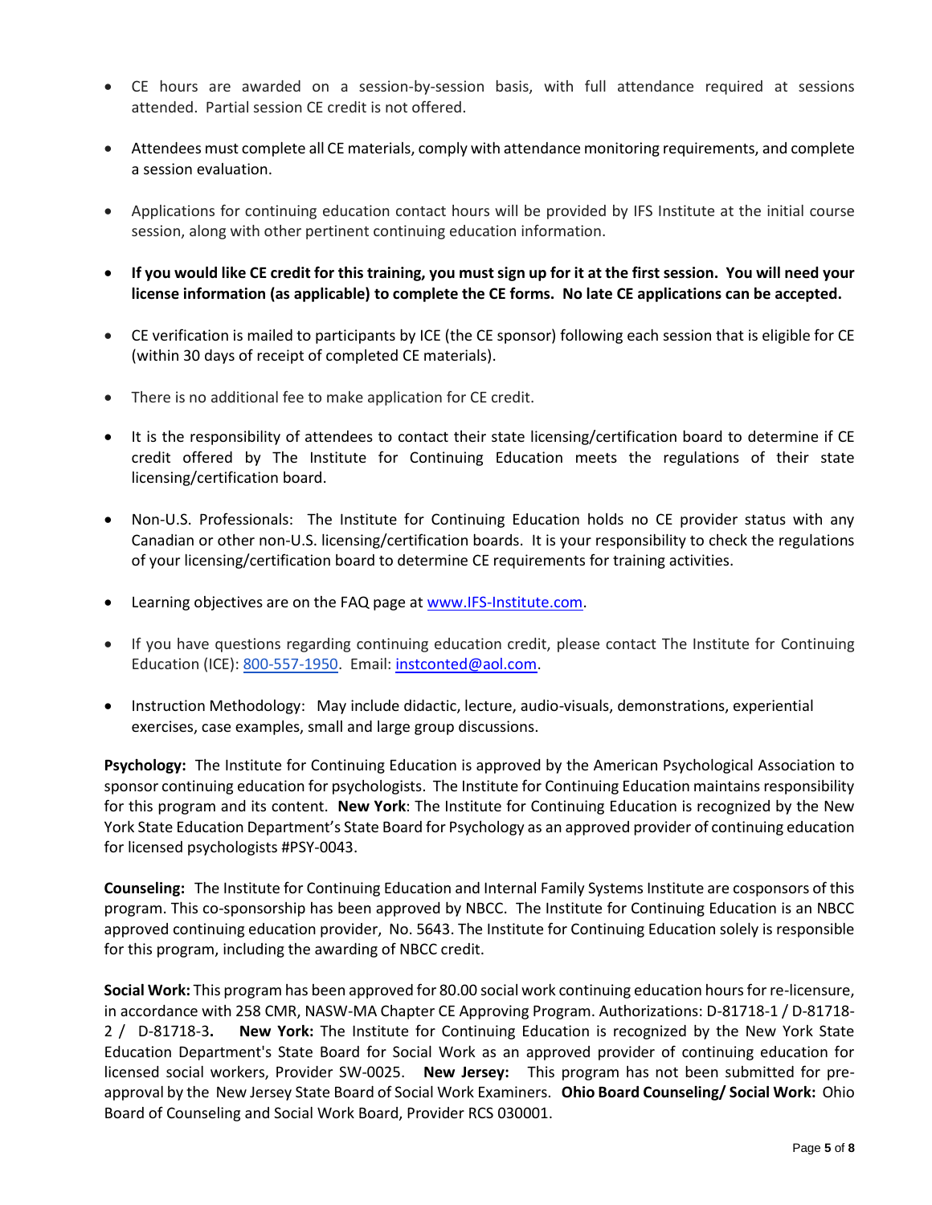- CE hours are awarded on a session-by-session basis, with full attendance required at sessions attended. Partial session CE credit is not offered.

- Attendees must complete all CE materials, comply with attendance monitoring requirements, and complete a session evaluation.

- Applications for continuing education contact hours will be provided by IFS Institute at the initial course session, along with other pertinent continuing education information.

- **If you would like CE credit for this training, you must sign up for it at the first session. You will need your license information (as applicable) to complete the CE forms. No late CE applications can be accepted.**

- CE verification is mailed to participants by ICE (the CE sponsor) following each session that is eligible for CE (within 30 days of receipt of completed CE materials).

- There is no additional fee to make application for CE credit.

- It is the responsibility of attendees to contact their state licensing/certification board to determine if CE credit offered by The Institute for Continuing Education meets the regulations of their state licensing/certification board.

- Non-U.S. Professionals: The Institute for Continuing Education holds no CE provider status with any Canadian or other non-U.S. licensing/certification boards. It is your responsibility to check the regulations of your licensing/certification board to determine CE requirements for training activities.

- Learning objectives are on the FAQ page at [www.IFS-Institute.com](www.IFS-Institute.com).

- If you have questions regarding continuing education credit, please contact The Institute for Continuing Education (ICE): 800-557-1950. Email: instconted@aol.com.

- Instruction Methodology: May include didactic, lecture, audio-visuals, demonstrations, experiential exercises, case examples, small and large group discussions.

**Psychology:** The Institute for Continuing Education is approved by the American Psychological Association to sponsor continuing education for psychologists. The Institute for Continuing Education maintains responsibility for this program and its content. **New York**: The Institute for Continuing Education is recognized by the New York State Education Department's State Board for Psychology as an approved provider of continuing education for licensed psychologists #PSY-0043.

**Counseling:** The Institute for Continuing Education and Internal Family Systems Institute are cosponsors of this program. This co-sponsorship has been approved by NBCC. The Institute for Continuing Education is an NBCC approved continuing education provider, No. 5643. The Institute for Continuing Education solely is responsible for this program, including the awarding of NBCC credit.

**Social Work:** This program has been approved for 80.00 social work continuing education hours for re-licensure, in accordance with 258 CMR, NASW-MA Chapter CE Approving Program. Authorizations: D-81718-1 / D-81718-2 / D-81718-3**.** **New York:** The Institute for Continuing Education is recognized by the New York State Education Department's State Board for Social Work as an approved provider of continuing education for licensed social workers, Provider SW-0025. **New Jersey:** This program has not been submitted for pre-approval by the New Jersey State Board of Social Work Examiners. **Ohio Board Counseling/ Social Work:** Ohio Board of Counseling and Social Work Board, Provider RCS 030001.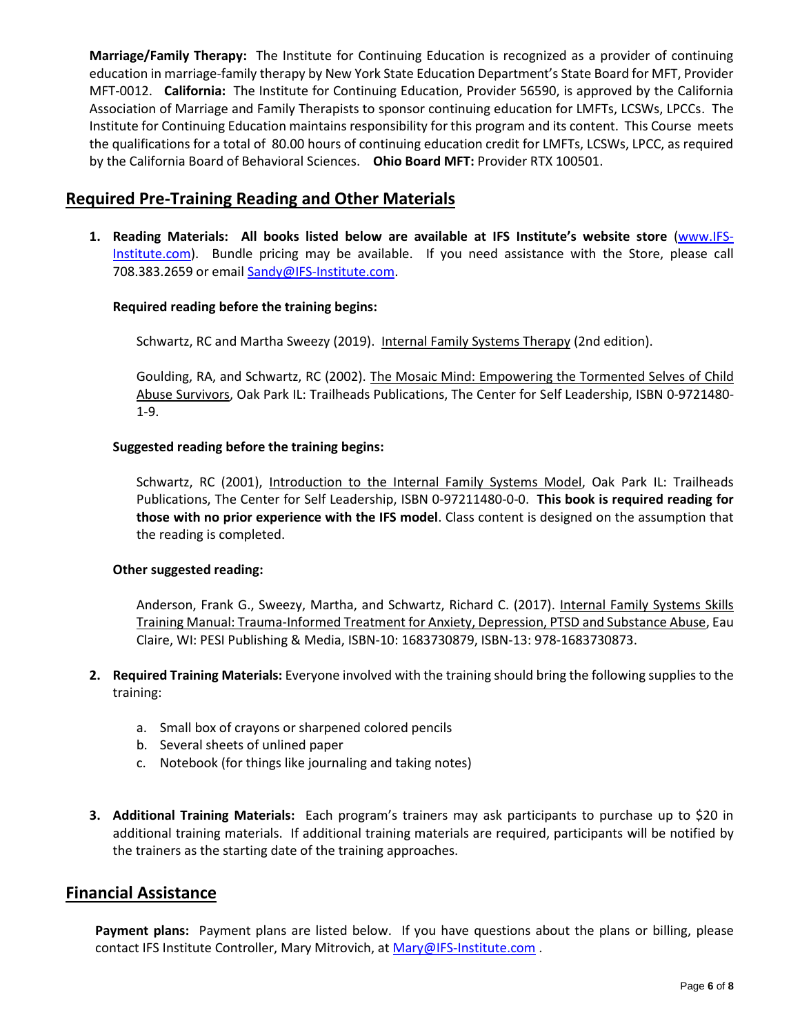**Marriage/Family Therapy:** The Institute for Continuing Education is recognized as a provider of continuing education in marriage-family therapy by New York State Education Department's State Board for MFT, Provider MFT-0012. **California:** The Institute for Continuing Education, Provider 56590, is approved by the California Association of Marriage and Family Therapists to sponsor continuing education for LMFTs, LCSWs, LPCCs. The Institute for Continuing Education maintains responsibility for this program and its content. This Course meets the qualifications for a total of 80.00 hours of continuing education credit for LMFTs, LCSWs, LPCC, as required by the California Board of Behavioral Sciences. **Ohio Board MFT:** Provider RTX 100501.

## Required Pre-Training Reading and Other Materials

1. **Reading Materials: All books listed below are available at IFS Institute's website store** (www.IFS-Institute.com). Bundle pricing may be available. If you need assistance with the Store, please call 708.383.2659 or email Sandy@IFS-Institute.com.

   **Required reading before the training begins:**

   Schwartz, RC and Martha Sweezy (2019). Internal Family Systems Therapy (2nd edition).

   Goulding, RA, and Schwartz, RC (2002). The Mosaic Mind: Empowering the Tormented Selves of Child Abuse Survivors, Oak Park IL: Trailheads Publications, The Center for Self Leadership, ISBN 0-9721480-1-9.

   **Suggested reading before the training begins:**

   Schwartz, RC (2001), Introduction to the Internal Family Systems Model, Oak Park IL: Trailheads Publications, The Center for Self Leadership, ISBN 0-97211480-0-0. **This book is required reading for those with no prior experience with the IFS model**. Class content is designed on the assumption that the reading is completed.

   **Other suggested reading:**

   Anderson, Frank G., Sweezy, Martha, and Schwartz, Richard C. (2017). Internal Family Systems Skills Training Manual: Trauma-Informed Treatment for Anxiety, Depression, PTSD and Substance Abuse, Eau Claire, WI: PESI Publishing & Media, ISBN-10: 1683730879, ISBN-13: 978-1683730873.

2. **Required Training Materials:** Everyone involved with the training should bring the following supplies to the training:

   a. Small box of crayons or sharpened colored pencils
   b. Several sheets of unlined paper
   c. Notebook (for things like journaling and taking notes)

3. **Additional Training Materials:** Each program's trainers may ask participants to purchase up to $20 in additional training materials. If additional training materials are required, participants will be notified by the trainers as the starting date of the training approaches.

## Financial Assistance

**Payment plans:** Payment plans are listed below. If you have questions about the plans or billing, please contact IFS Institute Controller, Mary Mitrovich, at Mary@IFS-Institute.com .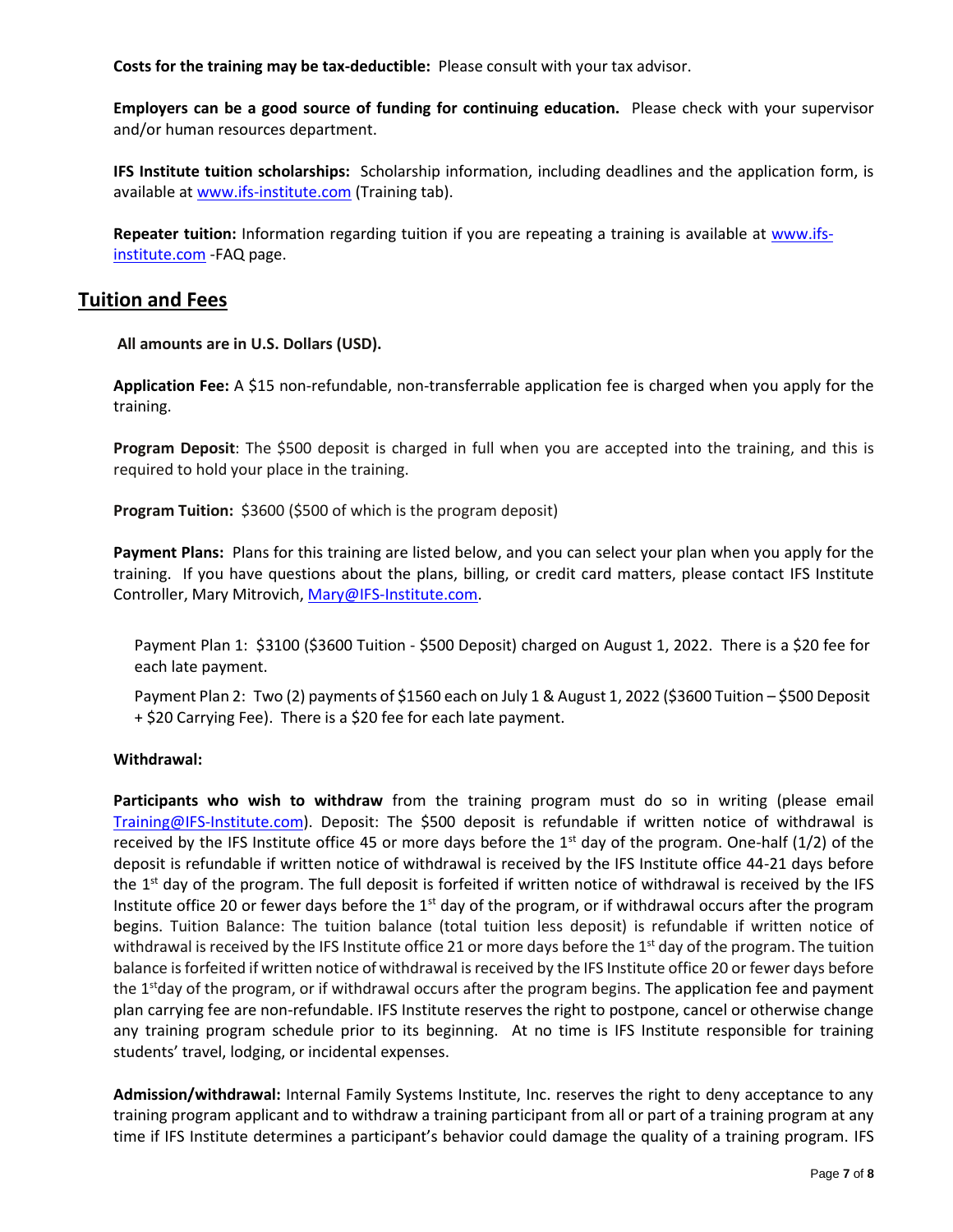**Costs for the training may be tax-deductible:** Please consult with your tax advisor.

**Employers can be a good source of funding for continuing education.** Please check with your supervisor and/or human resources department.

**IFS Institute tuition scholarships:** Scholarship information, including deadlines and the application form, is available at www.ifs-institute.com (Training tab).

**Repeater tuition:** Information regarding tuition if you are repeating a training is available at www.ifs-institute.com -FAQ page.

## Tuition and Fees

**All amounts are in U.S. Dollars (USD).**

**Application Fee:** A $15 non-refundable, non-transferrable application fee is charged when you apply for the training.

**Program Deposit**: The $500 deposit is charged in full when you are accepted into the training, and this is required to hold your place in the training.

**Program Tuition:** $3600 ($500 of which is the program deposit)

**Payment Plans:** Plans for this training are listed below, and you can select your plan when you apply for the training. If you have questions about the plans, billing, or credit card matters, please contact IFS Institute Controller, Mary Mitrovich, Mary@IFS-Institute.com.

Payment Plan 1: $3100 ($3600 Tuition - $500 Deposit) charged on August 1, 2022. There is a $20 fee for each late payment.

Payment Plan 2: Two (2) payments of $1560 each on July 1 & August 1, 2022 ($3600 Tuition – $500 Deposit + $20 Carrying Fee). There is a $20 fee for each late payment.

**Withdrawal:**

**Participants who wish to withdraw** from the training program must do so in writing (please email Training@IFS-Institute.com). Deposit: The $500 deposit is refundable if written notice of withdrawal is received by the IFS Institute office 45 or more days before the 1st day of the program. One-half (1/2) of the deposit is refundable if written notice of withdrawal is received by the IFS Institute office 44-21 days before the 1st day of the program. The full deposit is forfeited if written notice of withdrawal is received by the IFS Institute office 20 or fewer days before the 1st day of the program, or if withdrawal occurs after the program begins. Tuition Balance: The tuition balance (total tuition less deposit) is refundable if written notice of withdrawal is received by the IFS Institute office 21 or more days before the 1st day of the program. The tuition balance is forfeited if written notice of withdrawal is received by the IFS Institute office 20 or fewer days before the 1st day of the program, or if withdrawal occurs after the program begins. The application fee and payment plan carrying fee are non-refundable. IFS Institute reserves the right to postpone, cancel or otherwise change any training program schedule prior to its beginning. At no time is IFS Institute responsible for training students' travel, lodging, or incidental expenses.

**Admission/withdrawal:** Internal Family Systems Institute, Inc. reserves the right to deny acceptance to any training program applicant and to withdraw a training participant from all or part of a training program at any time if IFS Institute determines a participant's behavior could damage the quality of a training program. IFS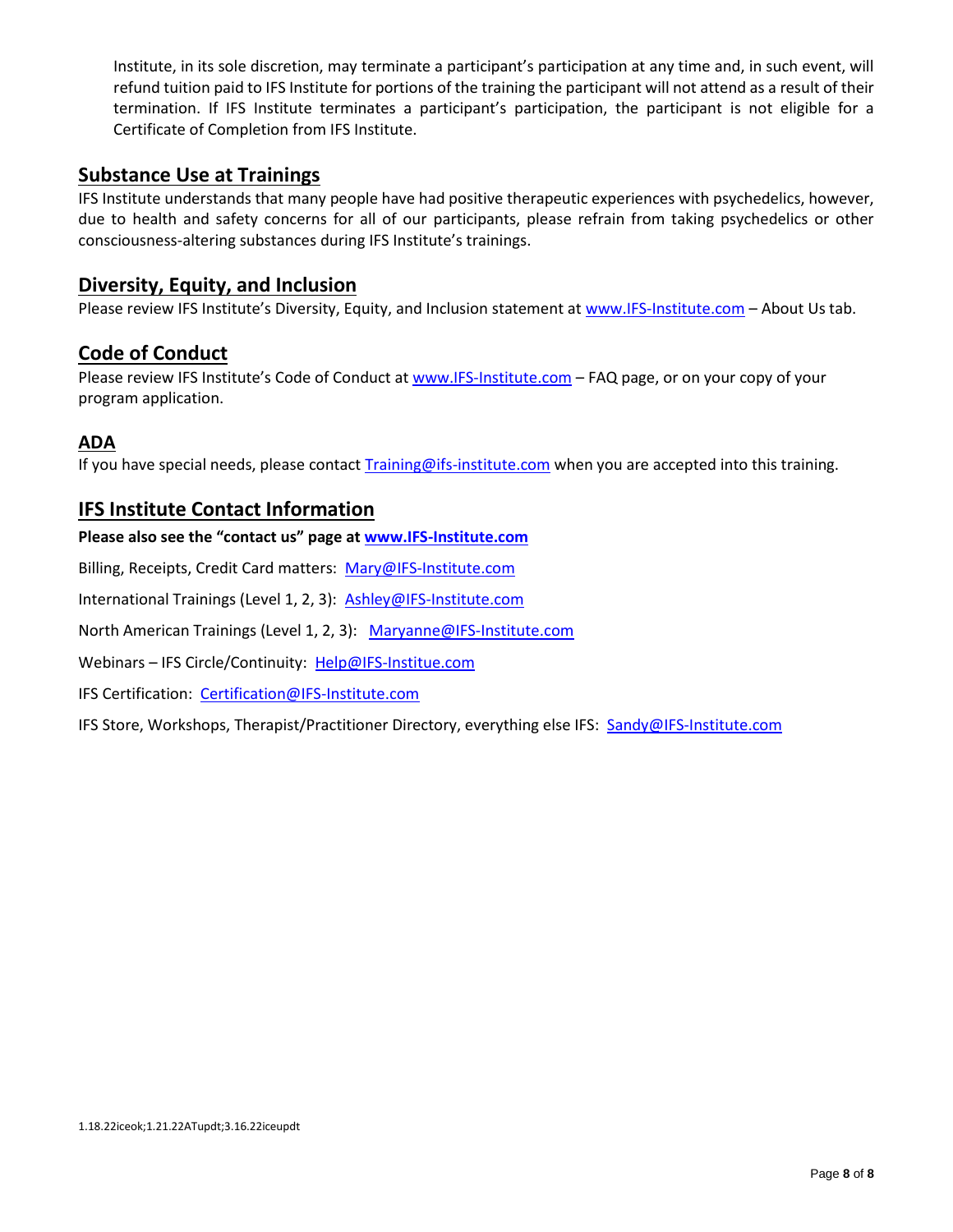Institute, in its sole discretion, may terminate a participant's participation at any time and, in such event, will refund tuition paid to IFS Institute for portions of the training the participant will not attend as a result of their termination. If IFS Institute terminates a participant's participation, the participant is not eligible for a Certificate of Completion from IFS Institute.

## Substance Use at Trainings

IFS Institute understands that many people have had positive therapeutic experiences with psychedelics, however, due to health and safety concerns for all of our participants, please refrain from taking psychedelics or other consciousness-altering substances during IFS Institute's trainings.

## Diversity, Equity, and Inclusion

Please review IFS Institute's Diversity, Equity, and Inclusion statement at www.IFS-Institute.com – About Us tab.

## Code of Conduct

Please review IFS Institute's Code of Conduct at www.IFS-Institute.com – FAQ page, or on your copy of your program application.

## ADA

If you have special needs, please contact Training@ifs-institute.com when you are accepted into this training.

## IFS Institute Contact Information

**Please also see the "contact us" page at www.IFS-Institute.com**

Billing, Receipts, Credit Card matters: Mary@IFS-Institute.com

International Trainings (Level 1, 2, 3): Ashley@IFS-Institute.com

North American Trainings (Level 1, 2, 3): Maryanne@IFS-Institute.com

Webinars – IFS Circle/Continuity: Help@IFS-Institue.com

IFS Certification: Certification@IFS-Institute.com

IFS Store, Workshops, Therapist/Practitioner Directory, everything else IFS: Sandy@IFS-Institute.com

1.18.22iceok;1.21.22ATupdt;3.16.22iceupdt